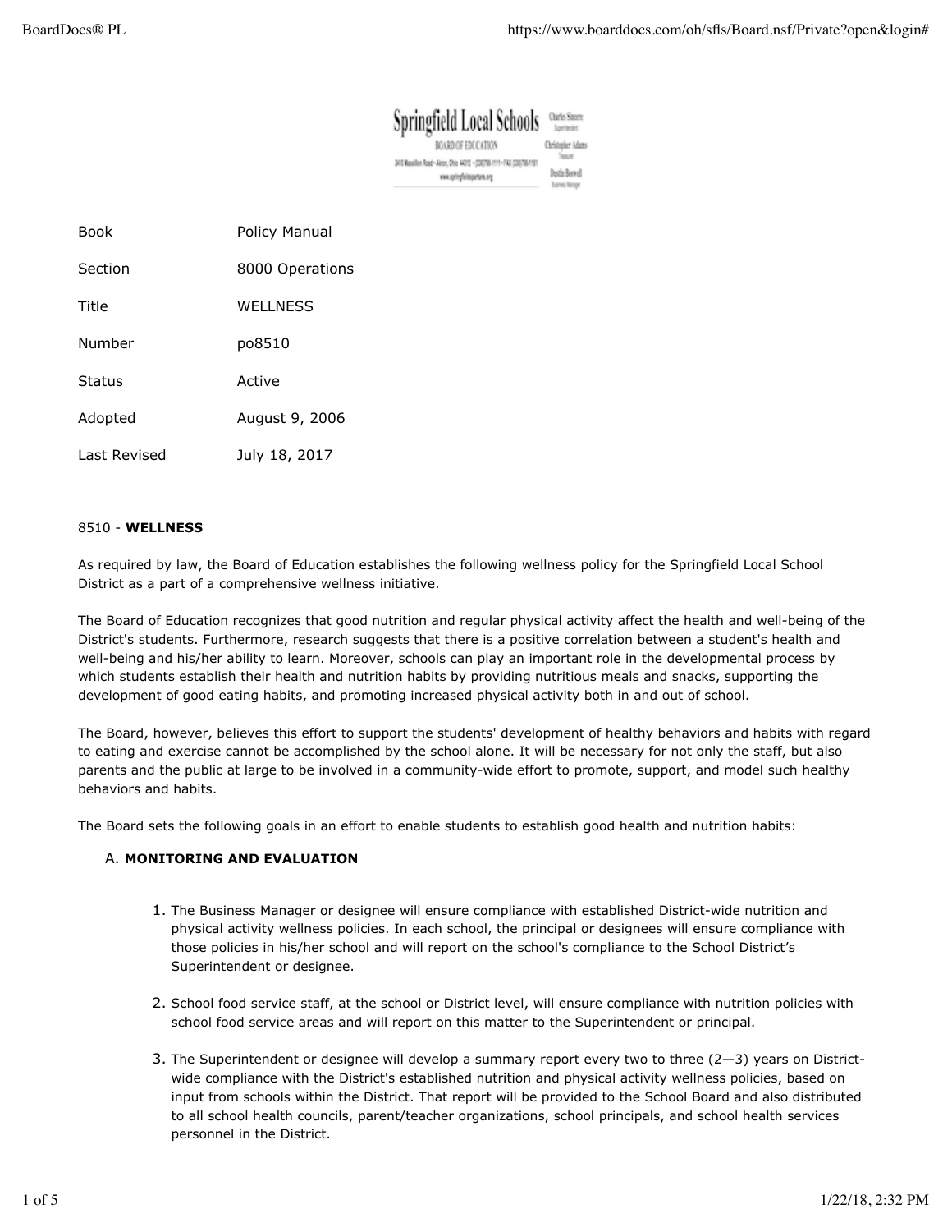Springfield Local Schools
BOARD OF EDUCATION
3410 Massillon Road • Akron, Ohio 44312 • (330)798-1111 • FAX (330)798-1181
www.springfieldspartans.org

Charles Sincere
Superintendent

Christopher Adams
Treasurer

Dustin Boswell
Business Manager

| Book | Policy Manual |
|---|---|
| Section | 8000 Operations |
| Title | WELLNESS |
| Number | po8510 |
| Status | Active |
| Adopted | August 9, 2006 |
| Last Revised | July 18, 2017 |

# 8510 - **WELLNESS**

As required by law, the Board of Education establishes the following wellness policy for the Springfield Local School District as a part of a comprehensive wellness initiative.

The Board of Education recognizes that good nutrition and regular physical activity affect the health and well-being of the District's students. Furthermore, research suggests that there is a positive correlation between a student's health and well-being and his/her ability to learn. Moreover, schools can play an important role in the developmental process by which students establish their health and nutrition habits by providing nutritious meals and snacks, supporting the development of good eating habits, and promoting increased physical activity both in and out of school.

The Board, however, believes this effort to support the students' development of healthy behaviors and habits with regard to eating and exercise cannot be accomplished by the school alone. It will be necessary for not only the staff, but also parents and the public at large to be involved in a community-wide effort to promote, support, and model such healthy behaviors and habits.

The Board sets the following goals in an effort to enable students to establish good health and nutrition habits:

## A. **MONITORING AND EVALUATION**

1. The Business Manager or designee will ensure compliance with established District-wide nutrition and physical activity wellness policies. In each school, the principal or designees will ensure compliance with those policies in his/her school and will report on the school's compliance to the School District's Superintendent or designee.

2. School food service staff, at the school or District level, will ensure compliance with nutrition policies with school food service areas and will report on this matter to the Superintendent or principal.

3. The Superintendent or designee will develop a summary report every two to three (2—3) years on District-wide compliance with the District's established nutrition and physical activity wellness policies, based on input from schools within the District. That report will be provided to the School Board and also distributed to all school health councils, parent/teacher organizations, school principals, and school health services personnel in the District.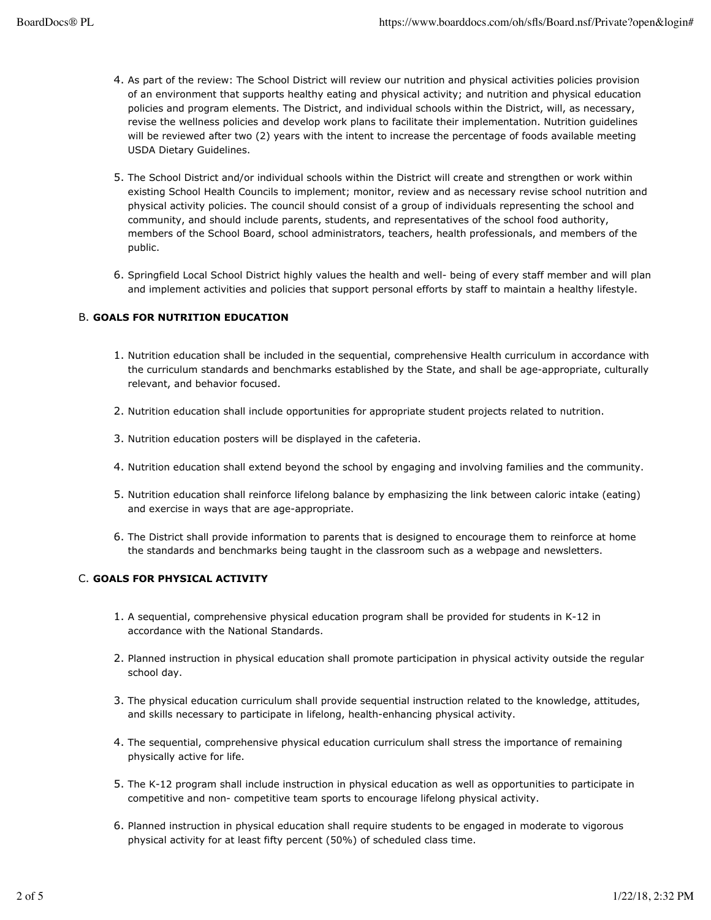4. As part of the review: The School District will review our nutrition and physical activities policies provision of an environment that supports healthy eating and physical activity; and nutrition and physical education policies and program elements. The District, and individual schools within the District, will, as necessary, revise the wellness policies and develop work plans to facilitate their implementation. Nutrition guidelines will be reviewed after two (2) years with the intent to increase the percentage of foods available meeting USDA Dietary Guidelines.

5. The School District and/or individual schools within the District will create and strengthen or work within existing School Health Councils to implement; monitor, review and as necessary revise school nutrition and physical activity policies. The council should consist of a group of individuals representing the school and community, and should include parents, students, and representatives of the school food authority, members of the School Board, school administrators, teachers, health professionals, and members of the public.

6. Springfield Local School District highly values the health and well- being of every staff member and will plan and implement activities and policies that support personal efforts by staff to maintain a healthy lifestyle.

### B. **GOALS FOR NUTRITION EDUCATION**

1. Nutrition education shall be included in the sequential, comprehensive Health curriculum in accordance with the curriculum standards and benchmarks established by the State, and shall be age-appropriate, culturally relevant, and behavior focused.

2. Nutrition education shall include opportunities for appropriate student projects related to nutrition.

3. Nutrition education posters will be displayed in the cafeteria.

4. Nutrition education shall extend beyond the school by engaging and involving families and the community.

5. Nutrition education shall reinforce lifelong balance by emphasizing the link between caloric intake (eating) and exercise in ways that are age-appropriate.

6. The District shall provide information to parents that is designed to encourage them to reinforce at home the standards and benchmarks being taught in the classroom such as a webpage and newsletters.

### C. **GOALS FOR PHYSICAL ACTIVITY**

1. A sequential, comprehensive physical education program shall be provided for students in K-12 in accordance with the National Standards.

2. Planned instruction in physical education shall promote participation in physical activity outside the regular school day.

3. The physical education curriculum shall provide sequential instruction related to the knowledge, attitudes, and skills necessary to participate in lifelong, health-enhancing physical activity.

4. The sequential, comprehensive physical education curriculum shall stress the importance of remaining physically active for life.

5. The K-12 program shall include instruction in physical education as well as opportunities to participate in competitive and non- competitive team sports to encourage lifelong physical activity.

6. Planned instruction in physical education shall require students to be engaged in moderate to vigorous physical activity for at least fifty percent (50%) of scheduled class time.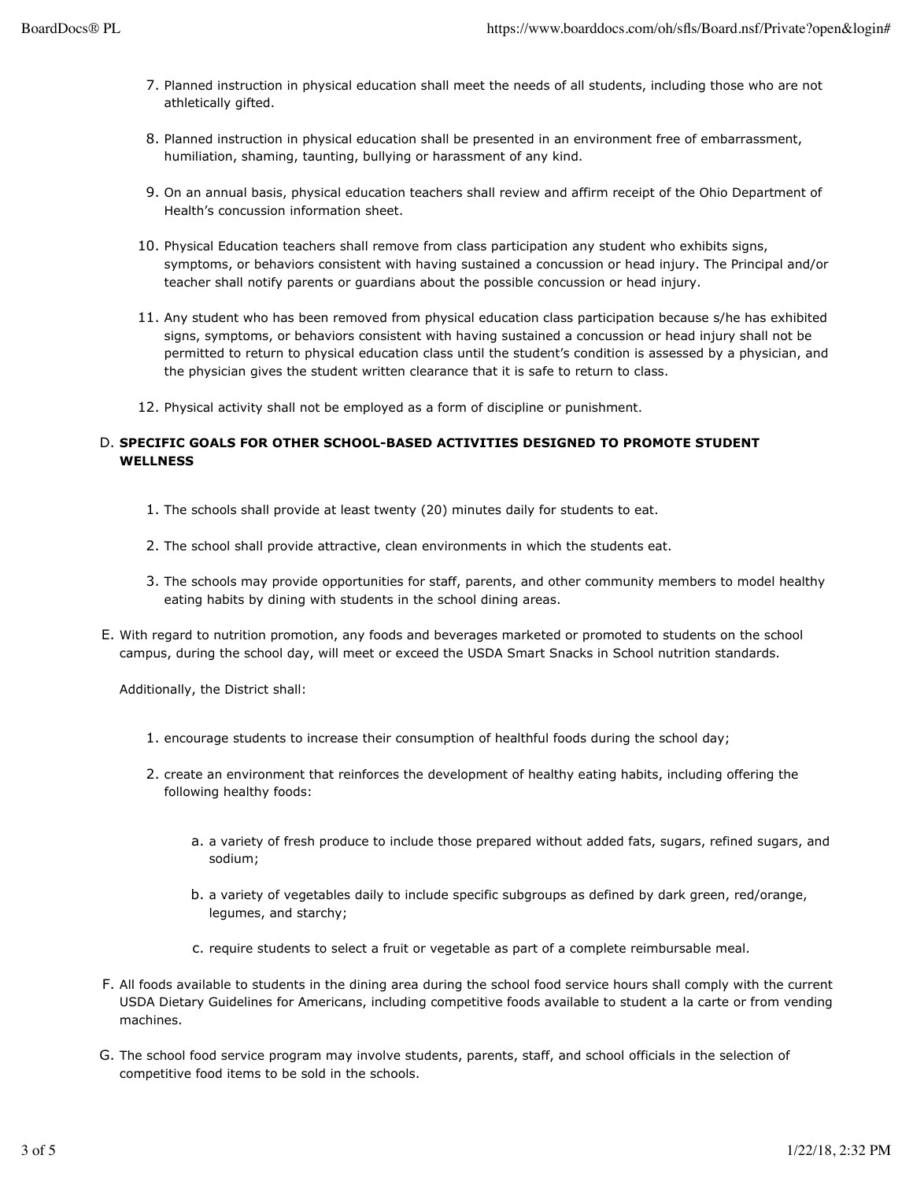7. Planned instruction in physical education shall meet the needs of all students, including those who are not athletically gifted.

8. Planned instruction in physical education shall be presented in an environment free of embarrassment, humiliation, shaming, taunting, bullying or harassment of any kind.

9. On an annual basis, physical education teachers shall review and affirm receipt of the Ohio Department of Health's concussion information sheet.

10. Physical Education teachers shall remove from class participation any student who exhibits signs, symptoms, or behaviors consistent with having sustained a concussion or head injury. The Principal and/or teacher shall notify parents or guardians about the possible concussion or head injury.

11. Any student who has been removed from physical education class participation because s/he has exhibited signs, symptoms, or behaviors consistent with having sustained a concussion or head injury shall not be permitted to return to physical education class until the student's condition is assessed by a physician, and the physician gives the student written clearance that it is safe to return to class.

12. Physical activity shall not be employed as a form of discipline or punishment.

D. **SPECIFIC GOALS FOR OTHER SCHOOL-BASED ACTIVITIES DESIGNED TO PROMOTE STUDENT WELLNESS**

   1. The schools shall provide at least twenty (20) minutes daily for students to eat.

   2. The school shall provide attractive, clean environments in which the students eat.

   3. The schools may provide opportunities for staff, parents, and other community members to model healthy eating habits by dining with students in the school dining areas.

E. With regard to nutrition promotion, any foods and beverages marketed or promoted to students on the school campus, during the school day, will meet or exceed the USDA Smart Snacks in School nutrition standards.

   Additionally, the District shall:

   1. encourage students to increase their consumption of healthful foods during the school day;

   2. create an environment that reinforces the development of healthy eating habits, including offering the following healthy foods:

      a. a variety of fresh produce to include those prepared without added fats, sugars, refined sugars, and sodium;

      b. a variety of vegetables daily to include specific subgroups as defined by dark green, red/orange, legumes, and starchy;

      c. require students to select a fruit or vegetable as part of a complete reimbursable meal.

F. All foods available to students in the dining area during the school food service hours shall comply with the current USDA Dietary Guidelines for Americans, including competitive foods available to student a la carte or from vending machines.

G. The school food service program may involve students, parents, staff, and school officials in the selection of competitive food items to be sold in the schools.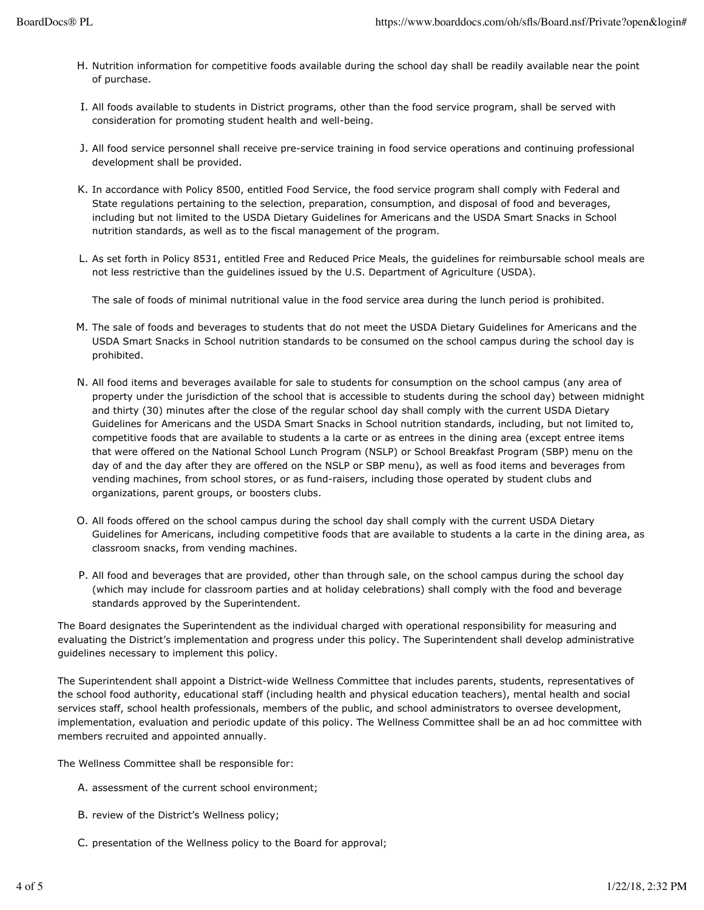H. Nutrition information for competitive foods available during the school day shall be readily available near the point of purchase.

I. All foods available to students in District programs, other than the food service program, shall be served with consideration for promoting student health and well-being.

J. All food service personnel shall receive pre-service training in food service operations and continuing professional development shall be provided.

K. In accordance with Policy 8500, entitled Food Service, the food service program shall comply with Federal and State regulations pertaining to the selection, preparation, consumption, and disposal of food and beverages, including but not limited to the USDA Dietary Guidelines for Americans and the USDA Smart Snacks in School nutrition standards, as well as to the fiscal management of the program.

L. As set forth in Policy 8531, entitled Free and Reduced Price Meals, the guidelines for reimbursable school meals are not less restrictive than the guidelines issued by the U.S. Department of Agriculture (USDA).

   The sale of foods of minimal nutritional value in the food service area during the lunch period is prohibited.

M. The sale of foods and beverages to students that do not meet the USDA Dietary Guidelines for Americans and the USDA Smart Snacks in School nutrition standards to be consumed on the school campus during the school day is prohibited.

N. All food items and beverages available for sale to students for consumption on the school campus (any area of property under the jurisdiction of the school that is accessible to students during the school day) between midnight and thirty (30) minutes after the close of the regular school day shall comply with the current USDA Dietary Guidelines for Americans and the USDA Smart Snacks in School nutrition standards, including, but not limited to, competitive foods that are available to students a la carte or as entrees in the dining area (except entree items that were offered on the National School Lunch Program (NSLP) or School Breakfast Program (SBP) menu on the day of and the day after they are offered on the NSLP or SBP menu), as well as food items and beverages from vending machines, from school stores, or as fund-raisers, including those operated by student clubs and organizations, parent groups, or boosters clubs.

O. All foods offered on the school campus during the school day shall comply with the current USDA Dietary Guidelines for Americans, including competitive foods that are available to students a la carte in the dining area, as classroom snacks, from vending machines.

P. All food and beverages that are provided, other than through sale, on the school campus during the school day (which may include for classroom parties and at holiday celebrations) shall comply with the food and beverage standards approved by the Superintendent.

The Board designates the Superintendent as the individual charged with operational responsibility for measuring and evaluating the District's implementation and progress under this policy. The Superintendent shall develop administrative guidelines necessary to implement this policy.

The Superintendent shall appoint a District-wide Wellness Committee that includes parents, students, representatives of the school food authority, educational staff (including health and physical education teachers), mental health and social services staff, school health professionals, members of the public, and school administrators to oversee development, implementation, evaluation and periodic update of this policy. The Wellness Committee shall be an ad hoc committee with members recruited and appointed annually.

The Wellness Committee shall be responsible for:

A. assessment of the current school environment;

B. review of the District's Wellness policy;

C. presentation of the Wellness policy to the Board for approval;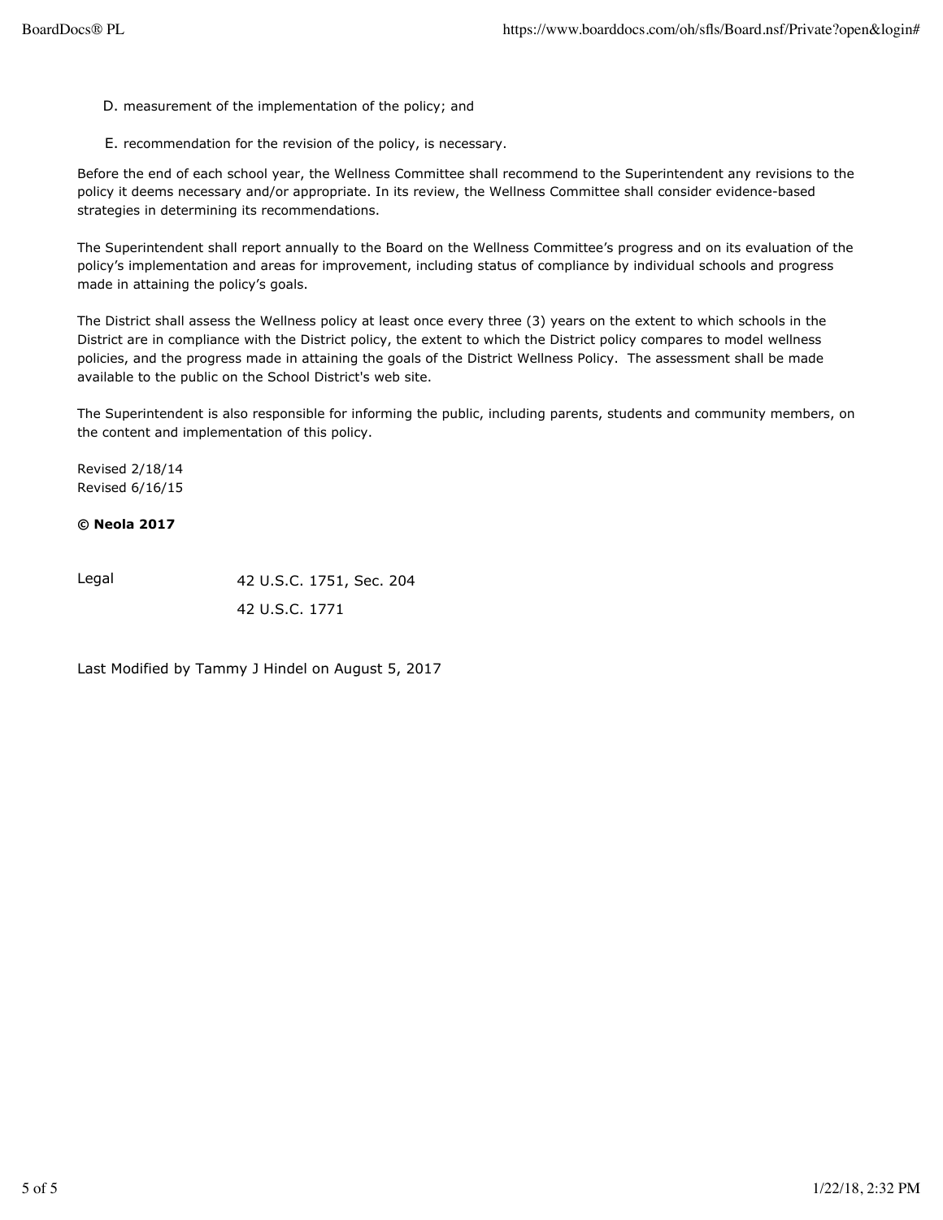D. measurement of the implementation of the policy; and

E. recommendation for the revision of the policy, is necessary.

Before the end of each school year, the Wellness Committee shall recommend to the Superintendent any revisions to the policy it deems necessary and/or appropriate. In its review, the Wellness Committee shall consider evidence-based strategies in determining its recommendations.

The Superintendent shall report annually to the Board on the Wellness Committee's progress and on its evaluation of the policy's implementation and areas for improvement, including status of compliance by individual schools and progress made in attaining the policy's goals.

The District shall assess the Wellness policy at least once every three (3) years on the extent to which schools in the District are in compliance with the District policy, the extent to which the District policy compares to model wellness policies, and the progress made in attaining the goals of the District Wellness Policy. The assessment shall be made available to the public on the School District's web site.

The Superintendent is also responsible for informing the public, including parents, students and community members, on the content and implementation of this policy.

Revised 2/18/14
Revised 6/16/15

**© Neola 2017**

| | |
|---|---|
| Legal | 42 U.S.C. 1751, Sec. 204 |
| | 42 U.S.C. 1771 |

Last Modified by Tammy J Hindel on August 5, 2017